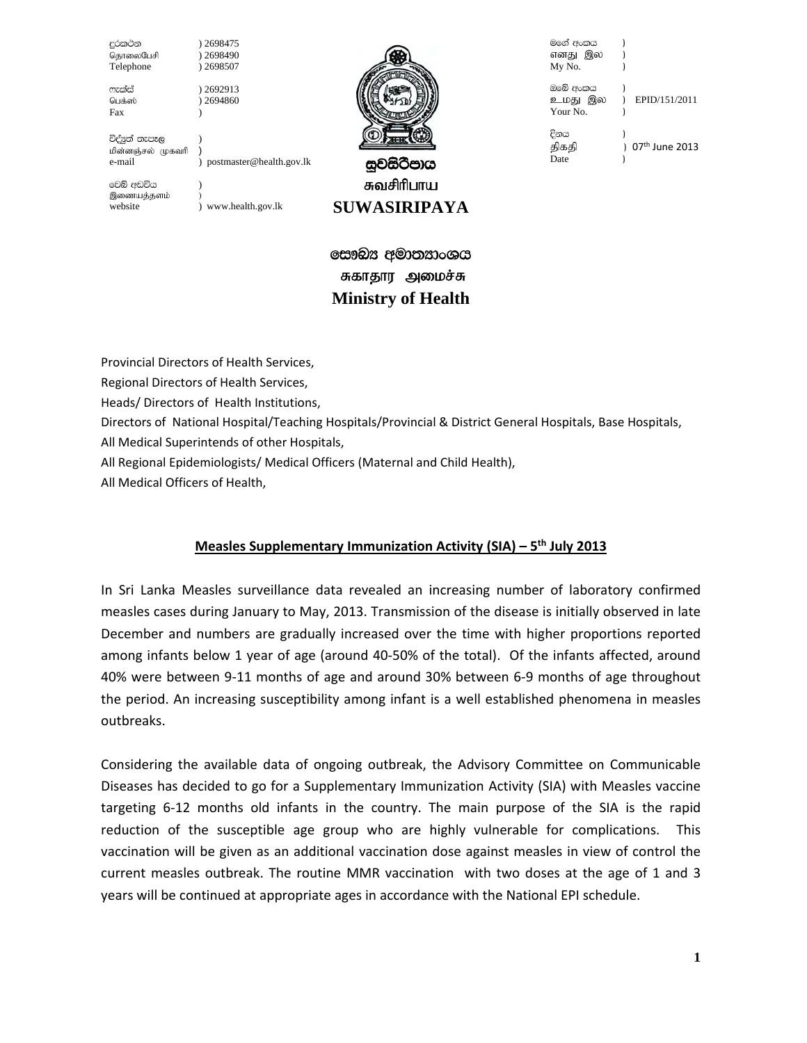| | |
|---|---|
| දුරකථන<br>தொலைபேசி<br>Telephone | ) 2698475<br>) 2698490<br>) 2698507 |
| ෆැක්ස්<br>பெக்ஸ்<br>Fax | ) 2692913<br>) 2694860<br>) |
| විද්‍යුත් තැපෑල<br>மின்னஞ்சல் முகவரி<br>e-mail | )<br>)<br>) postmaster@health.gov.lk |
| වෙබ් අඩවිය<br>இணையத்தளம்<br>website | )<br>)<br>) www.health.gov.lk |

සුවසිරිපාය
சுவசிரிபாய
**SUWASIRIPAYA**

| | |
|---|---|
| මගේ අංකය<br>எனது இல<br>My No. | )<br>)<br>) |
| ඔබේ අංකය<br>உமது இல<br>Your No. | )<br>) EPID/151/2011<br>) |
| දිනය<br>திகதி<br>Date | )<br>) 07th June 2013<br>) |

# සෞඛ්‍ය අමාත්‍යාංශය
# சுகாதார அமைச்சு
# Ministry of Health

Provincial Directors of Health Services,
Regional Directors of Health Services,
Heads/ Directors of Health Institutions,
Directors of National Hospital/Teaching Hospitals/Provincial & District General Hospitals, Base Hospitals,
All Medical Superintends of other Hospitals,
All Regional Epidemiologists/ Medical Officers (Maternal and Child Health),
All Medical Officers of Health,

## **Measles Supplementary Immunization Activity (SIA) – 5th July 2013**

In Sri Lanka Measles surveillance data revealed an increasing number of laboratory confirmed measles cases during January to May, 2013. Transmission of the disease is initially observed in late December and numbers are gradually increased over the time with higher proportions reported among infants below 1 year of age (around 40-50% of the total). Of the infants affected, around 40% were between 9-11 months of age and around 30% between 6-9 months of age throughout the period. An increasing susceptibility among infant is a well established phenomena in measles outbreaks.

Considering the available data of ongoing outbreak, the Advisory Committee on Communicable Diseases has decided to go for a Supplementary Immunization Activity (SIA) with Measles vaccine targeting 6-12 months old infants in the country. The main purpose of the SIA is the rapid reduction of the susceptible age group who are highly vulnerable for complications. This vaccination will be given as an additional vaccination dose against measles in view of control the current measles outbreak. The routine MMR vaccination with two doses at the age of 1 and 3 years will be continued at appropriate ages in accordance with the National EPI schedule.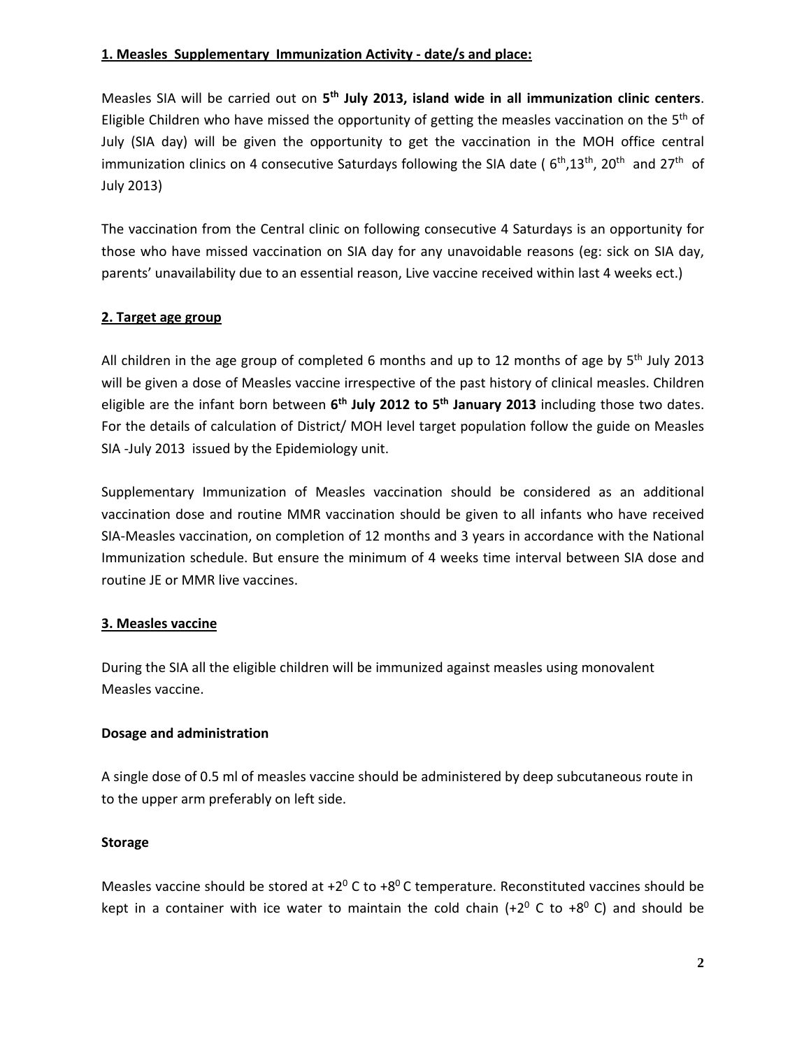## 1. Measles Supplementary Immunization Activity - date/s and place:

Measles SIA will be carried out on **5th July 2013, island wide in all immunization clinic centers**. Eligible Children who have missed the opportunity of getting the measles vaccination on the 5th of July (SIA day) will be given the opportunity to get the vaccination in the MOH office central immunization clinics on 4 consecutive Saturdays following the SIA date ( 6th,13th, 20th and 27th of July 2013)

The vaccination from the Central clinic on following consecutive 4 Saturdays is an opportunity for those who have missed vaccination on SIA day for any unavoidable reasons (eg: sick on SIA day, parents' unavailability due to an essential reason, Live vaccine received within last 4 weeks ect.)

## 2. Target age group

All children in the age group of completed 6 months and up to 12 months of age by 5th July 2013 will be given a dose of Measles vaccine irrespective of the past history of clinical measles. Children eligible are the infant born between **6th July 2012 to 5th January 2013** including those two dates. For the details of calculation of District/ MOH level target population follow the guide on Measles SIA -July 2013 issued by the Epidemiology unit.

Supplementary Immunization of Measles vaccination should be considered as an additional vaccination dose and routine MMR vaccination should be given to all infants who have received SIA-Measles vaccination, on completion of 12 months and 3 years in accordance with the National Immunization schedule. But ensure the minimum of 4 weeks time interval between SIA dose and routine JE or MMR live vaccines.

## 3. Measles vaccine

During the SIA all the eligible children will be immunized against measles using monovalent Measles vaccine.

### Dosage and administration

A single dose of 0.5 ml of measles vaccine should be administered by deep subcutaneous route in to the upper arm preferably on left side.

### Storage

Measles vaccine should be stored at $+2^0$ C to $+8^0$ C temperature. Reconstituted vaccines should be kept in a container with ice water to maintain the cold chain ($+2^0$ C to $+8^0$ C) and should be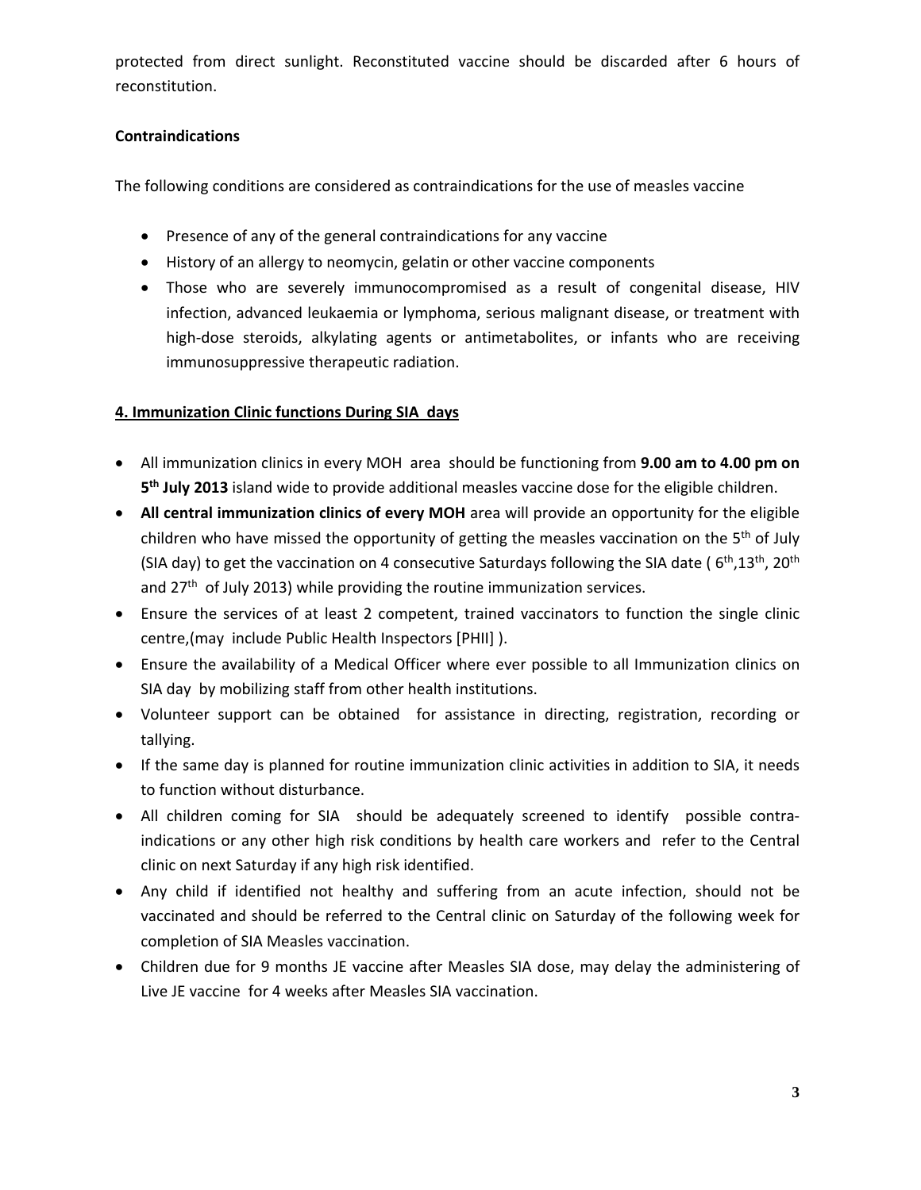protected from direct sunlight. Reconstituted vaccine should be discarded after 6 hours of reconstitution.

**Contraindications**

The following conditions are considered as contraindications for the use of measles vaccine

- Presence of any of the general contraindications for any vaccine
- History of an allergy to neomycin, gelatin or other vaccine components
- Those who are severely immunocompromised as a result of congenital disease, HIV infection, advanced leukaemia or lymphoma, serious malignant disease, or treatment with high-dose steroids, alkylating agents or antimetabolites, or infants who are receiving immunosuppressive therapeutic radiation.

## 4. Immunization Clinic functions During SIA days

- All immunization clinics in every MOH area should be functioning from **9.00 am to 4.00 pm on 5th July 2013** island wide to provide additional measles vaccine dose for the eligible children.
- **All central immunization clinics of every MOH** area will provide an opportunity for the eligible children who have missed the opportunity of getting the measles vaccination on the 5th of July (SIA day) to get the vaccination on 4 consecutive Saturdays following the SIA date ( 6th,13th, 20th and 27th of July 2013) while providing the routine immunization services.
- Ensure the services of at least 2 competent, trained vaccinators to function the single clinic centre,(may include Public Health Inspectors [PHII] ).
- Ensure the availability of a Medical Officer where ever possible to all Immunization clinics on SIA day by mobilizing staff from other health institutions.
- Volunteer support can be obtained for assistance in directing, registration, recording or tallying.
- If the same day is planned for routine immunization clinic activities in addition to SIA, it needs to function without disturbance.
- All children coming for SIA should be adequately screened to identify possible contra-indications or any other high risk conditions by health care workers and refer to the Central clinic on next Saturday if any high risk identified.
- Any child if identified not healthy and suffering from an acute infection, should not be vaccinated and should be referred to the Central clinic on Saturday of the following week for completion of SIA Measles vaccination.
- Children due for 9 months JE vaccine after Measles SIA dose, may delay the administering of Live JE vaccine for 4 weeks after Measles SIA vaccination.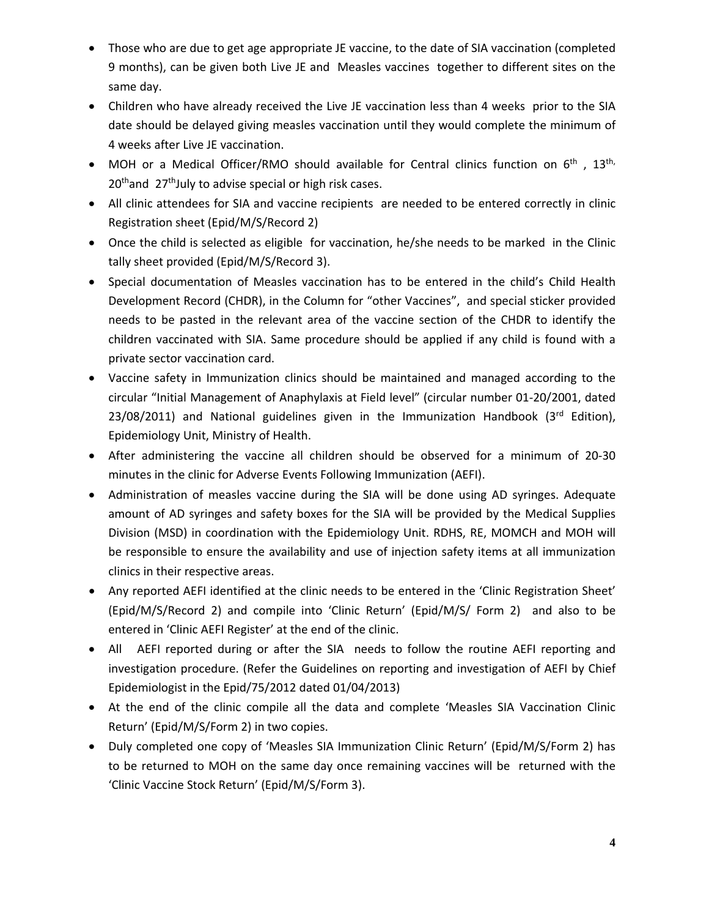- Those who are due to get age appropriate JE vaccine, to the date of SIA vaccination (completed 9 months), can be given both Live JE and Measles vaccines together to different sites on the same day.
- Children who have already received the Live JE vaccination less than 4 weeks prior to the SIA date should be delayed giving measles vaccination until they would complete the minimum of 4 weeks after Live JE vaccination.
- MOH or a Medical Officer/RMO should available for Central clinics function on 6th , 13th, 20thand 27thJuly to advise special or high risk cases.
- All clinic attendees for SIA and vaccine recipients are needed to be entered correctly in clinic Registration sheet (Epid/M/S/Record 2)
- Once the child is selected as eligible for vaccination, he/she needs to be marked in the Clinic tally sheet provided (Epid/M/S/Record 3).
- Special documentation of Measles vaccination has to be entered in the child's Child Health Development Record (CHDR), in the Column for "other Vaccines", and special sticker provided needs to be pasted in the relevant area of the vaccine section of the CHDR to identify the children vaccinated with SIA. Same procedure should be applied if any child is found with a private sector vaccination card.
- Vaccine safety in Immunization clinics should be maintained and managed according to the circular "Initial Management of Anaphylaxis at Field level" (circular number 01-20/2001, dated 23/08/2011) and National guidelines given in the Immunization Handbook (3rd Edition), Epidemiology Unit, Ministry of Health.
- After administering the vaccine all children should be observed for a minimum of 20-30 minutes in the clinic for Adverse Events Following Immunization (AEFI).
- Administration of measles vaccine during the SIA will be done using AD syringes. Adequate amount of AD syringes and safety boxes for the SIA will be provided by the Medical Supplies Division (MSD) in coordination with the Epidemiology Unit. RDHS, RE, MOMCH and MOH will be responsible to ensure the availability and use of injection safety items at all immunization clinics in their respective areas.
- Any reported AEFI identified at the clinic needs to be entered in the 'Clinic Registration Sheet' (Epid/M/S/Record 2) and compile into 'Clinic Return' (Epid/M/S/ Form 2) and also to be entered in 'Clinic AEFI Register' at the end of the clinic.
- All AEFI reported during or after the SIA needs to follow the routine AEFI reporting and investigation procedure. (Refer the Guidelines on reporting and investigation of AEFI by Chief Epidemiologist in the Epid/75/2012 dated 01/04/2013)
- At the end of the clinic compile all the data and complete 'Measles SIA Vaccination Clinic Return' (Epid/M/S/Form 2) in two copies.
- Duly completed one copy of 'Measles SIA Immunization Clinic Return' (Epid/M/S/Form 2) has to be returned to MOH on the same day once remaining vaccines will be returned with the 'Clinic Vaccine Stock Return' (Epid/M/S/Form 3).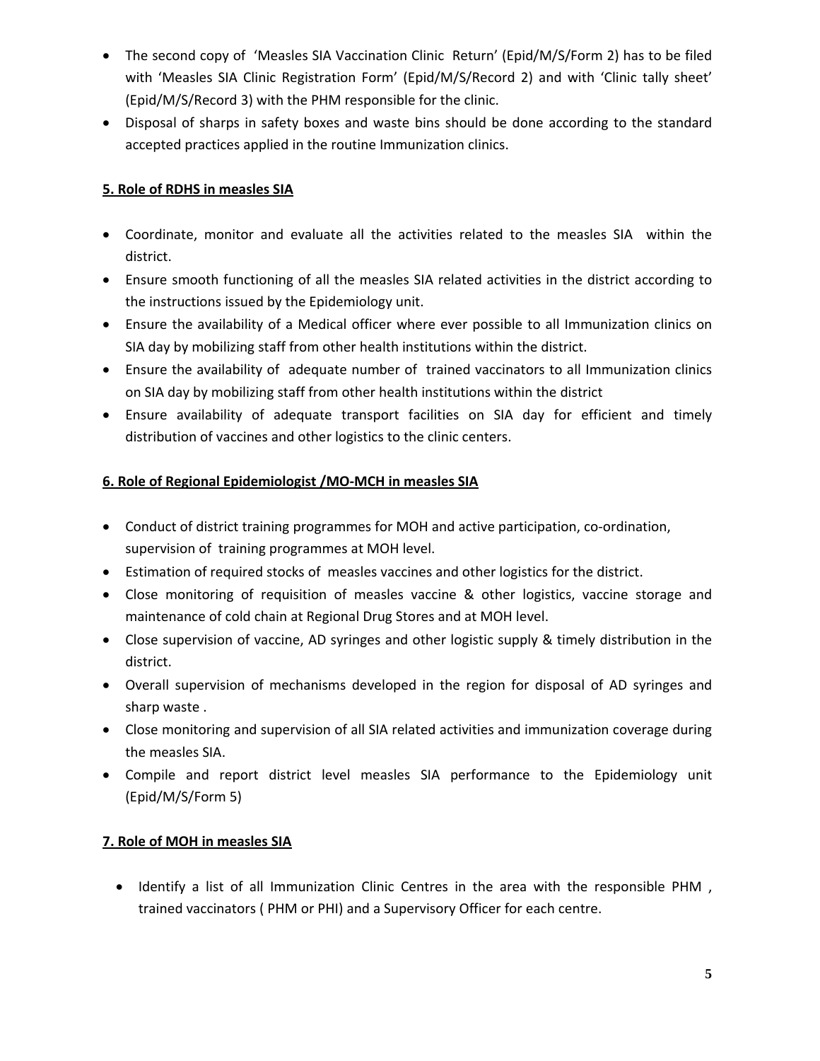- The second copy of 'Measles SIA Vaccination Clinic Return' (Epid/M/S/Form 2) has to be filed with 'Measles SIA Clinic Registration Form' (Epid/M/S/Record 2) and with 'Clinic tally sheet' (Epid/M/S/Record 3) with the PHM responsible for the clinic.
- Disposal of sharps in safety boxes and waste bins should be done according to the standard accepted practices applied in the routine Immunization clinics.

## 5. Role of RDHS in measles SIA

- Coordinate, monitor and evaluate all the activities related to the measles SIA within the district.
- Ensure smooth functioning of all the measles SIA related activities in the district according to the instructions issued by the Epidemiology unit.
- Ensure the availability of a Medical officer where ever possible to all Immunization clinics on SIA day by mobilizing staff from other health institutions within the district.
- Ensure the availability of adequate number of trained vaccinators to all Immunization clinics on SIA day by mobilizing staff from other health institutions within the district
- Ensure availability of adequate transport facilities on SIA day for efficient and timely distribution of vaccines and other logistics to the clinic centers.

## 6. Role of Regional Epidemiologist /MO-MCH in measles SIA

- Conduct of district training programmes for MOH and active participation, co-ordination, supervision of training programmes at MOH level.
- Estimation of required stocks of measles vaccines and other logistics for the district.
- Close monitoring of requisition of measles vaccine & other logistics, vaccine storage and maintenance of cold chain at Regional Drug Stores and at MOH level.
- Close supervision of vaccine, AD syringes and other logistic supply & timely distribution in the district.
- Overall supervision of mechanisms developed in the region for disposal of AD syringes and sharp waste .
- Close monitoring and supervision of all SIA related activities and immunization coverage during the measles SIA.
- Compile and report district level measles SIA performance to the Epidemiology unit (Epid/M/S/Form 5)

## 7. Role of MOH in measles SIA

- Identify a list of all Immunization Clinic Centres in the area with the responsible PHM , trained vaccinators ( PHM or PHI) and a Supervisory Officer for each centre.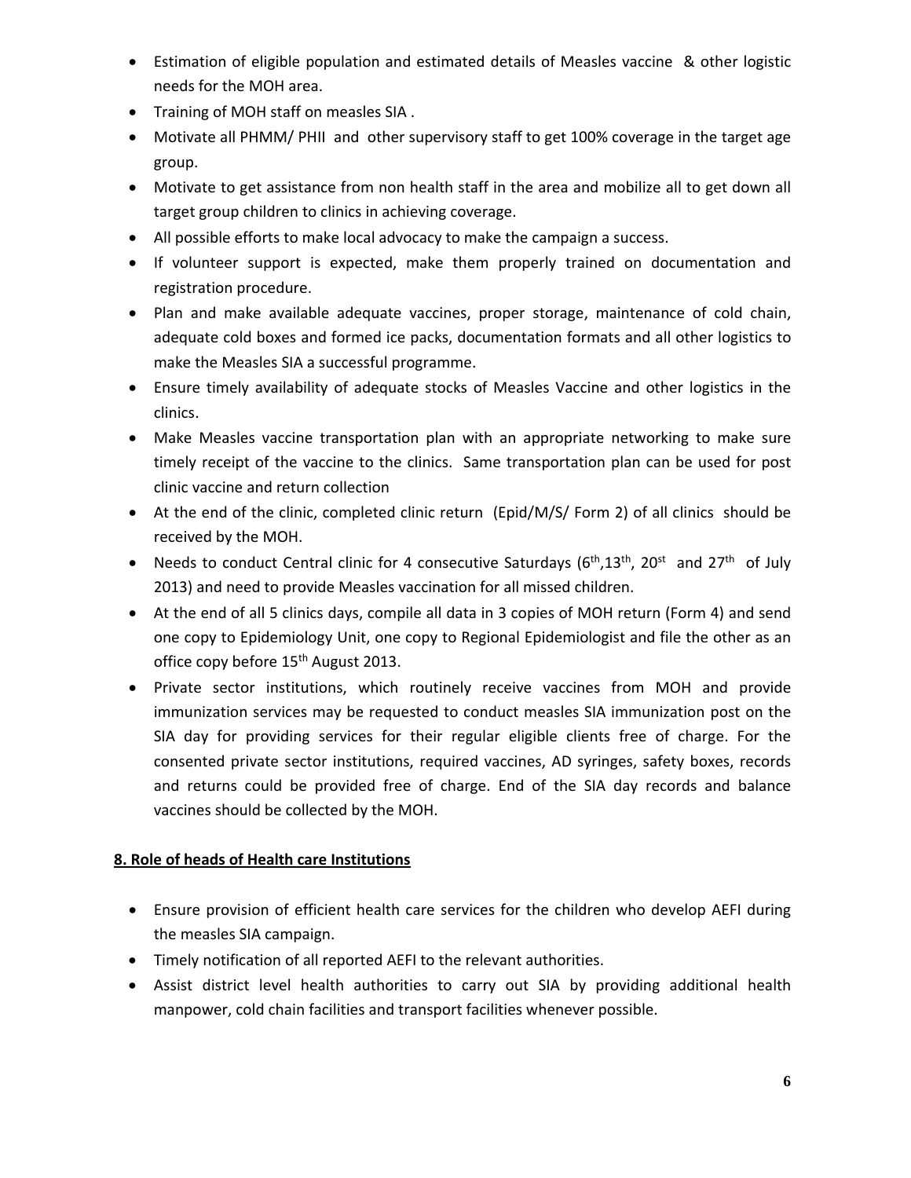- Estimation of eligible population and estimated details of Measles vaccine & other logistic needs for the MOH area.
- Training of MOH staff on measles SIA .
- Motivate all PHMM/ PHII and other supervisory staff to get 100% coverage in the target age group.
- Motivate to get assistance from non health staff in the area and mobilize all to get down all target group children to clinics in achieving coverage.
- All possible efforts to make local advocacy to make the campaign a success.
- If volunteer support is expected, make them properly trained on documentation and registration procedure.
- Plan and make available adequate vaccines, proper storage, maintenance of cold chain, adequate cold boxes and formed ice packs, documentation formats and all other logistics to make the Measles SIA a successful programme.
- Ensure timely availability of adequate stocks of Measles Vaccine and other logistics in the clinics.
- Make Measles vaccine transportation plan with an appropriate networking to make sure timely receipt of the vaccine to the clinics. Same transportation plan can be used for post clinic vaccine and return collection
- At the end of the clinic, completed clinic return (Epid/M/S/ Form 2) of all clinics should be received by the MOH.
- Needs to conduct Central clinic for 4 consecutive Saturdays (6th,13th, 20st and 27th of July 2013) and need to provide Measles vaccination for all missed children.
- At the end of all 5 clinics days, compile all data in 3 copies of MOH return (Form 4) and send one copy to Epidemiology Unit, one copy to Regional Epidemiologist and file the other as an office copy before 15th August 2013.
- Private sector institutions, which routinely receive vaccines from MOH and provide immunization services may be requested to conduct measles SIA immunization post on the SIA day for providing services for their regular eligible clients free of charge. For the consented private sector institutions, required vaccines, AD syringes, safety boxes, records and returns could be provided free of charge. End of the SIA day records and balance vaccines should be collected by the MOH.

## 8. Role of heads of Health care Institutions

- Ensure provision of efficient health care services for the children who develop AEFI during the measles SIA campaign.
- Timely notification of all reported AEFI to the relevant authorities.
- Assist district level health authorities to carry out SIA by providing additional health manpower, cold chain facilities and transport facilities whenever possible.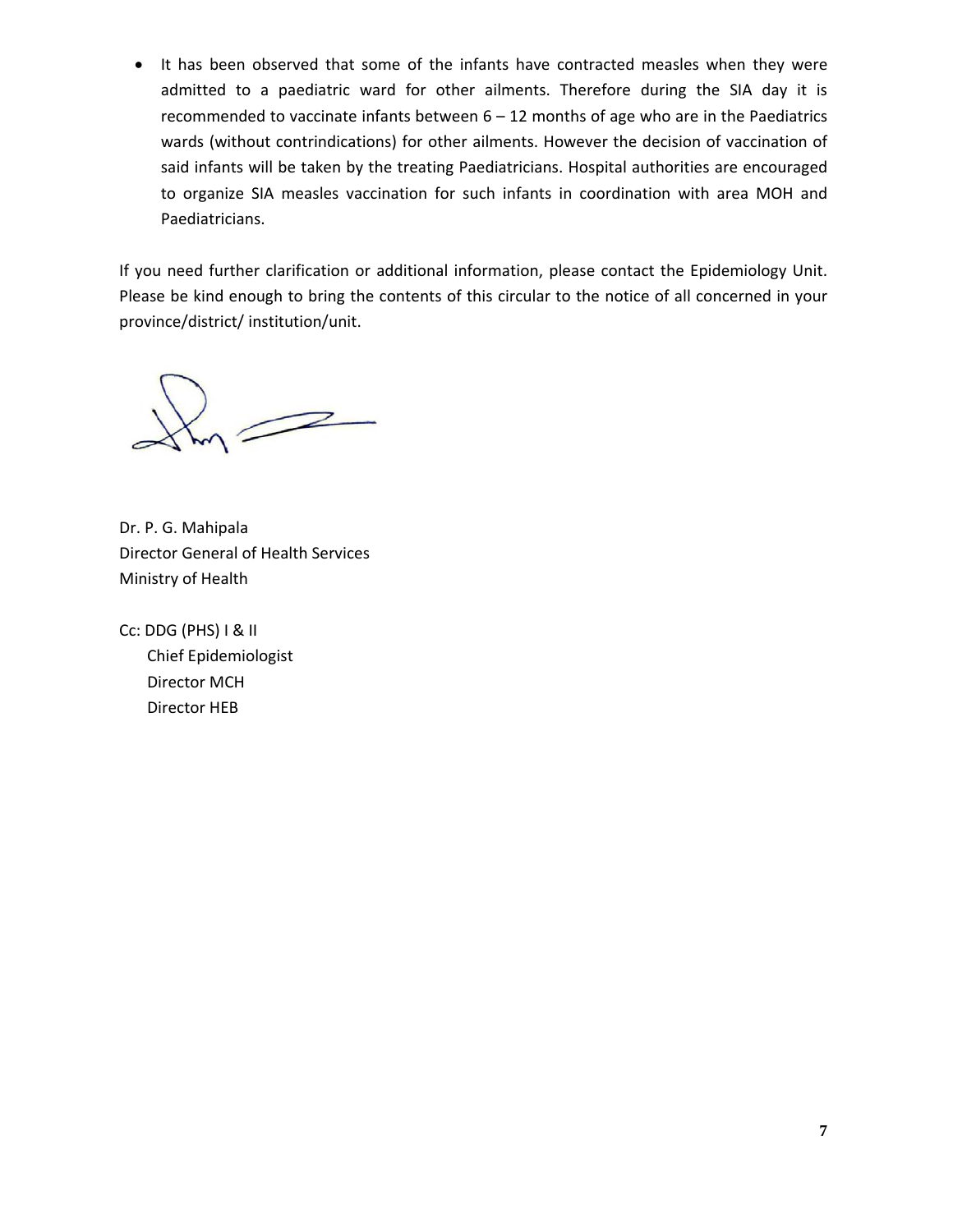- It has been observed that some of the infants have contracted measles when they were admitted to a paediatric ward for other ailments. Therefore during the SIA day it is recommended to vaccinate infants between 6 – 12 months of age who are in the Paediatrics wards (without contrindications) for other ailments. However the decision of vaccination of said infants will be taken by the treating Paediatricians. Hospital authorities are encouraged to organize SIA measles vaccination for such infants in coordination with area MOH and Paediatricians.

If you need further clarification or additional information, please contact the Epidemiology Unit. Please be kind enough to bring the contents of this circular to the notice of all concerned in your province/district/ institution/unit.

Dr. P. G. Mahipala  
Director General of Health Services  
Ministry of Health

Cc: DDG (PHS) I & II  
Chief Epidemiologist  
Director MCH  
Director HEB